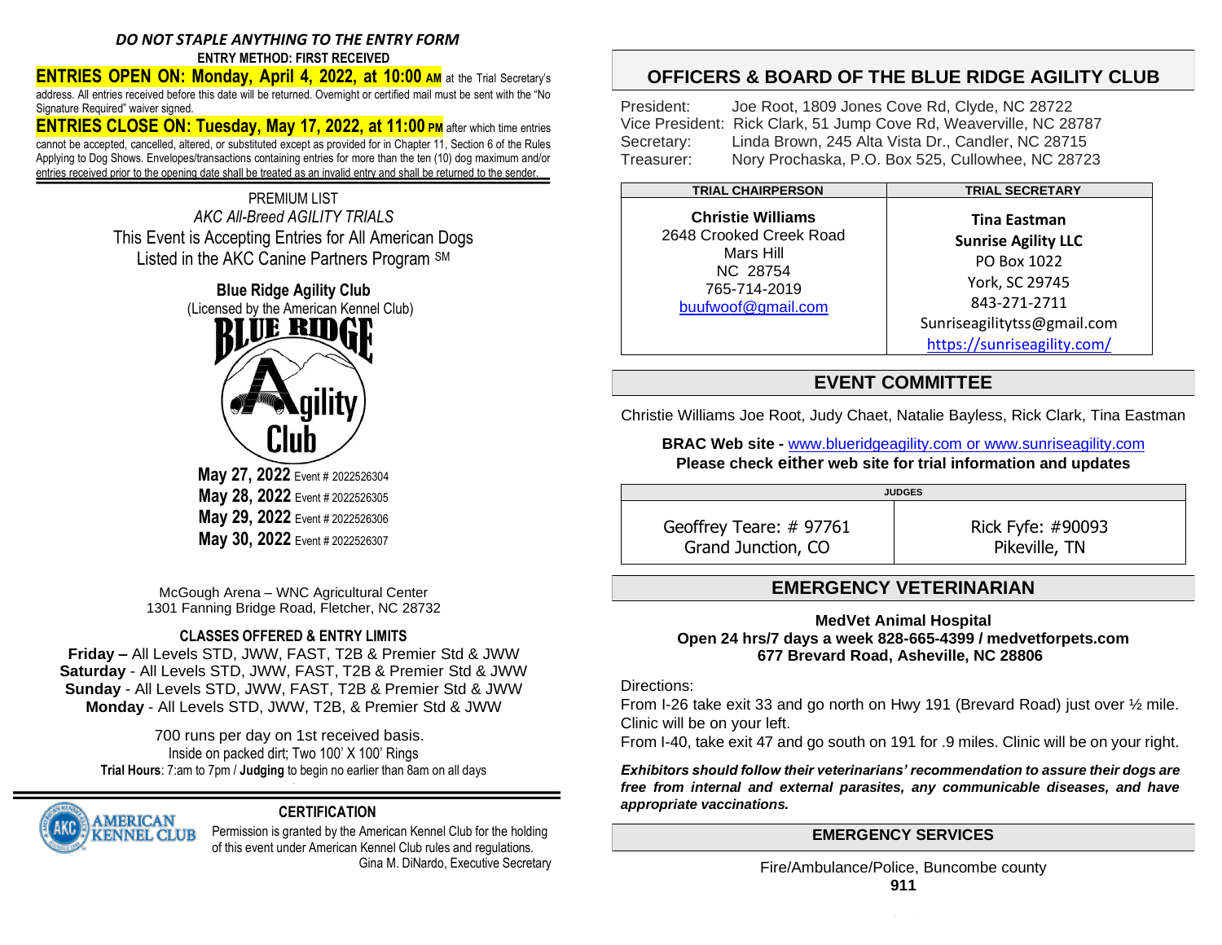***DO NOT STAPLE ANYTHING TO THE ENTRY FORM***

**ENTRY METHOD: FIRST RECEIVED**

**ENTRIES OPEN ON: Monday, April 4, 2022, at 10:00 AM** at the Trial Secretary's address. All entries received before this date will be returned. Overnight or certified mail must be sent with the "No Signature Required" waiver signed.

**ENTRIES CLOSE ON: Tuesday, May 17, 2022, at 11:00 PM** after which time entries cannot be accepted, cancelled, altered, or substituted except as provided for in Chapter 11, Section 6 of the Rules Applying to Dog Shows. Envelopes/transactions containing entries for more than the ten (10) dog maximum and/or entries received prior to the opening date shall be treated as an invalid entry and shall be returned to the sender.

PREMIUM LIST

*AKC All-Breed AGILITY TRIALS*

This Event is Accepting Entries for All American Dogs Listed in the AKC Canine Partners Program SM

**Blue Ridge Agility Club**

(Licensed by the American Kennel Club)

BLUE RIDGE Agility Club

**May 27, 2022** Event # 2022526304

**May 28, 2022** Event # 2022526305

**May 29, 2022** Event # 2022526306

**May 30, 2022** Event # 2022526307

McGough Arena – WNC Agricultural Center
1301 Fanning Bridge Road, Fletcher, NC 28732

**CLASSES OFFERED & ENTRY LIMITS**

**Friday –** All Levels STD, JWW, FAST, T2B & Premier Std & JWW
**Saturday** - All Levels STD, JWW, FAST, T2B & Premier Std & JWW
**Sunday** - All Levels STD, JWW, FAST, T2B & Premier Std & JWW
**Monday** - All Levels STD, JWW, T2B, & Premier Std & JWW

700 runs per day on 1st received basis.
Inside on packed dirt; Two 100' X 100' Rings
**Trial Hours**: 7:am to 7pm / **Judging** to begin no earlier than 8am on all days

**CERTIFICATION**

AMERICAN KENNEL CLUB

Permission is granted by the American Kennel Club for the holding of this event under American Kennel Club rules and regulations.
Gina M. DiNardo, Executive Secretary

## OFFICERS & BOARD OF THE BLUE RIDGE AGILITY CLUB

President: Joe Root, 1809 Jones Cove Rd, Clyde, NC 28722
Vice President: Rick Clark, 51 Jump Cove Rd, Weaverville, NC 28787
Secretary: Linda Brown, 245 Alta Vista Dr., Candler, NC 28715
Treasurer: Nory Prochaska, P.O. Box 525, Cullowhee, NC 28723

| TRIAL CHAIRPERSON | TRIAL SECRETARY |
|---|---|
| **Christie Williams**<br>2648 Crooked Creek Road<br>Mars Hill<br>NC 28754<br>765-714-2019<br>buufwoof@gmail.com | **Tina Eastman**<br>**Sunrise Agility LLC**<br>PO Box 1022<br>York, SC 29745<br>843-271-2711<br>Sunriseagilitytss@gmail.com<br>https://sunriseagility.com/ |

## EVENT COMMITTEE

Christie Williams Joe Root, Judy Chaet, Natalie Bayless, Rick Clark, Tina Eastman

**BRAC Web site -** www.blueridgeagility.com or www.sunriseagility.com
**Please check either web site for trial information and updates**

| JUDGES | |
|---|---|
| Geoffrey Teare: # 97761<br>Grand Junction, CO | Rick Fyfe: #90093<br>Pikeville, TN |

## EMERGENCY VETERINARIAN

**MedVet Animal Hospital**
**Open 24 hrs/7 days a week 828-665-4399 / medvetforpets.com**
**677 Brevard Road, Asheville, NC 28806**

Directions:
From I-26 take exit 33 and go north on Hwy 191 (Brevard Road) just over ½ mile. Clinic will be on your left.
From I-40, take exit 47 and go south on 191 for .9 miles. Clinic will be on your right.

***Exhibitors should follow their veterinarians' recommendation to assure their dogs are free from internal and external parasites, any communicable diseases, and have appropriate vaccinations.***

## EMERGENCY SERVICES

Fire/Ambulance/Police, Buncombe county
**911**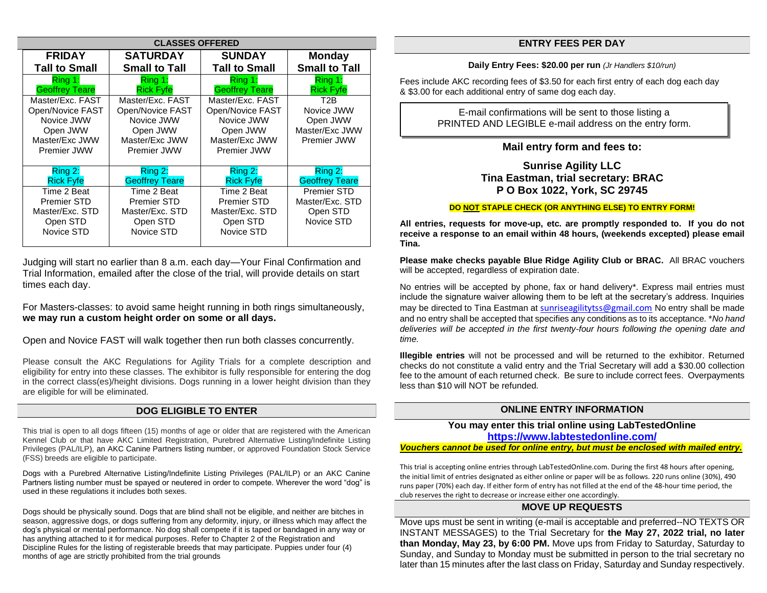## CLASSES OFFERED

| FRIDAY Tall to Small | SATURDAY Small to Tall | SUNDAY Tall to Small | Monday Small to Tall |
|---|---|---|---|
| Ring 1: Geoffrey Teare | Ring 1: Rick Fyfe | Ring 1: Geoffrey Teare | Ring 1: Rick Fyfe |
| Master/Exc. FAST<br>Open/Novice FAST<br>Novice JWW<br>Open JWW<br>Master/Exc JWW<br>Premier JWW | Master/Exc. FAST<br>Open/Novice FAST<br>Novice JWW<br>Open JWW<br>Master/Exc JWW<br>Premier JWW | Master/Exc. FAST<br>Open/Novice FAST<br>Novice JWW<br>Open JWW<br>Master/Exc JWW<br>Premier JWW | T2B<br>Novice JWW<br>Open JWW<br>Master/Exc JWW<br>Premier JWW |
| Ring 2: Rick Fyfe | Ring 2: Geoffrey Teare | Ring 2: Rick Fyfe | Ring 2: Geoffrey Teare |
| Time 2 Beat<br>Premier STD<br>Master/Exc. STD<br>Open STD<br>Novice STD | Time 2 Beat<br>Premier STD<br>Master/Exc. STD<br>Open STD<br>Novice STD | Time 2 Beat<br>Premier STD<br>Master/Exc. STD<br>Open STD<br>Novice STD | Premier STD<br>Master/Exc. STD<br>Open STD<br>Novice STD |

Judging will start no earlier than 8 a.m. each day—Your Final Confirmation and Trial Information, emailed after the close of the trial, will provide details on start times each day.

For Masters-classes: to avoid same height running in both rings simultaneously, **we may run a custom height order on some or all days.**

Open and Novice FAST will walk together then run both classes concurrently.

Please consult the AKC Regulations for Agility Trials for a complete description and eligibility for entry into these classes. The exhibitor is fully responsible for entering the dog in the correct class(es)/height divisions. Dogs running in a lower height division than they are eligible for will be eliminated.

## DOG ELIGIBLE TO ENTER

This trial is open to all dogs fifteen (15) months of age or older that are registered with the American Kennel Club or that have AKC Limited Registration, Purebred Alternative Listing/Indefinite Listing Privileges (PAL/ILP), an AKC Canine Partners listing number, or approved Foundation Stock Service (FSS) breeds are eligible to participate.

Dogs with a Purebred Alternative Listing/Indefinite Listing Privileges (PAL/ILP) or an AKC Canine Partners listing number must be spayed or neutered in order to compete. Wherever the word "dog" is used in these regulations it includes both sexes.

Dogs should be physically sound. Dogs that are blind shall not be eligible, and neither are bitches in season, aggressive dogs, or dogs suffering from any deformity, injury, or illness which may affect the dog's physical or mental performance. No dog shall compete if it is taped or bandaged in any way or has anything attached to it for medical purposes. Refer to Chapter 2 of the Registration and Discipline Rules for the listing of registerable breeds that may participate. Puppies under four (4) months of age are strictly prohibited from the trial grounds

## ENTRY FEES PER DAY

**Daily Entry Fees: $20.00 per run** *(Jr Handlers $10/run)*

Fees include AKC recording fees of $3.50 for each first entry of each dog each day & $3.00 for each additional entry of same dog each day.

E-mail confirmations will be sent to those listing a PRINTED AND LEGIBLE e-mail address on the entry form.

**Mail entry form and fees to:**

**Sunrise Agility LLC**
**Tina Eastman, trial secretary: BRAC**
**P O Box 1022, York, SC 29745**

**DO NOT STAPLE CHECK (OR ANYTHING ELSE) TO ENTRY FORM!**

**All entries, requests for move-up, etc. are promptly responded to. If you do not receive a response to an email within 48 hours, (weekends excepted) please email Tina.**

**Please make checks payable Blue Ridge Agility Club or BRAC.** All BRAC vouchers will be accepted, regardless of expiration date.

No entries will be accepted by phone, fax or hand delivery*. Express mail entries must include the signature waiver allowing them to be left at the secretary's address. Inquiries may be directed to Tina Eastman at sunriseagilitytss@gmail.com No entry shall be made and no entry shall be accepted that specifies any conditions as to its acceptance. *\*No hand deliveries will be accepted in the first twenty-four hours following the opening date and time.*

**Illegible entries** will not be processed and will be returned to the exhibitor. Returned checks do not constitute a valid entry and the Trial Secretary will add a $30.00 collection fee to the amount of each returned check. Be sure to include correct fees. Overpayments less than $10 will NOT be refunded.

## ONLINE ENTRY INFORMATION

**You may enter this trial online using LabTestedOnline**
**https://www.labtestedonline.com/**

***Vouchers cannot be used for online entry, but must be enclosed with mailed entry.***

This trial is accepting online entries through LabTestedOnline.com. During the first 48 hours after opening, the initial limit of entries designated as either online or paper will be as follows. 220 runs online (30%), 490 runs paper (70%) each day. If either form of entry has not filled at the end of the 48-hour time period, the club reserves the right to decrease or increase either one accordingly.

## MOVE UP REQUESTS

Move ups must be sent in writing (e-mail is acceptable and preferred--NO TEXTS OR INSTANT MESSAGES) to the Trial Secretary for **the May 27, 2022 trial, no later than Monday, May 23, by 6:00 PM.** Move ups from Friday to Saturday, Saturday to Sunday, and Sunday to Monday must be submitted in person to the trial secretary no later than 15 minutes after the last class on Friday, Saturday and Sunday respectively.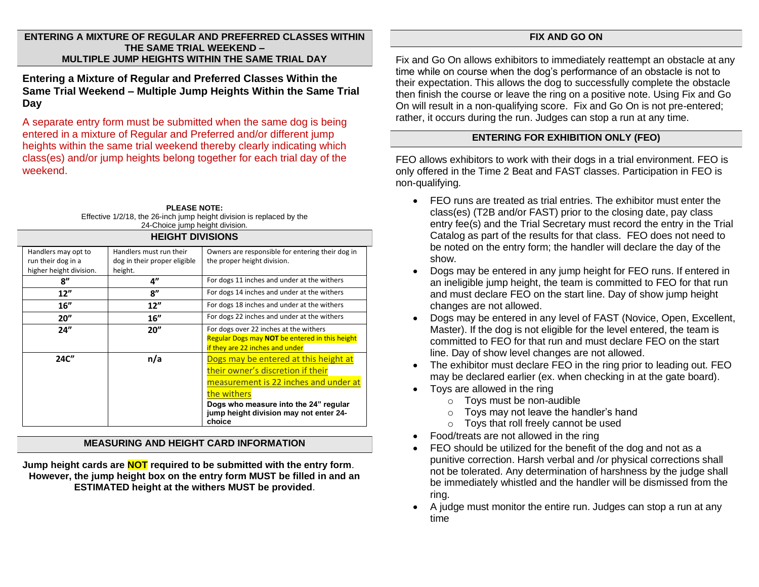## ENTERING A MIXTURE OF REGULAR AND PREFERRED CLASSES WITHIN THE SAME TRIAL WEEKEND – MULTIPLE JUMP HEIGHTS WITHIN THE SAME TRIAL DAY

### Entering a Mixture of Regular and Preferred Classes Within the Same Trial Weekend – Multiple Jump Heights Within the Same Trial Day

A separate entry form must be submitted when the same dog is being entered in a mixture of Regular and Preferred and/or different jump heights within the same trial weekend thereby clearly indicating which class(es) and/or jump heights belong together for each trial day of the weekend.

**PLEASE NOTE:**
Effective 1/2/18, the 26-inch jump height division is replaced by the 24-Choice jump height division.

**HEIGHT DIVISIONS**

| Handlers may opt to run their dog in a higher height division. | Handlers must run their dog in their proper eligible height. | Owners are responsible for entering their dog in the proper height division. |
|---|---|---|
| **8"** | **4"** | For dogs 11 inches and under at the withers |
| **12"** | **8"** | For dogs 14 inches and under at the withers |
| **16"** | **12"** | For dogs 18 inches and under at the withers |
| **20"** | **16"** | For dogs 22 inches and under at the withers |
| **24"** | **20"** | For dogs over 22 inches at the withers Regular Dogs may **NOT** be entered in this height if they are 22 inches and under |
| **24C"** | **n/a** | Dogs may be entered at this height at their owner's discretion if their measurement is 22 inches and under at the withers **Dogs who measure into the 24" regular jump height division may not enter 24-choice** |

## MEASURING AND HEIGHT CARD INFORMATION

**Jump height cards are NOT required to be submitted with the entry form. However, the jump height box on the entry form MUST be filled in and an ESTIMATED height at the withers MUST be provided.**

## FIX AND GO ON

Fix and Go On allows exhibitors to immediately reattempt an obstacle at any time while on course when the dog's performance of an obstacle is not to their expectation. This allows the dog to successfully complete the obstacle then finish the course or leave the ring on a positive note. Using Fix and Go On will result in a non-qualifying score. Fix and Go On is not pre-entered; rather, it occurs during the run. Judges can stop a run at any time.

## ENTERING FOR EXHIBITION ONLY (FEO)

FEO allows exhibitors to work with their dogs in a trial environment. FEO is only offered in the Time 2 Beat and FAST classes. Participation in FEO is non-qualifying.

- FEO runs are treated as trial entries. The exhibitor must enter the class(es) (T2B and/or FAST) prior to the closing date, pay class entry fee(s) and the Trial Secretary must record the entry in the Trial Catalog as part of the results for that class. FEO does not need to be noted on the entry form; the handler will declare the day of the show.
- Dogs may be entered in any jump height for FEO runs. If entered in an ineligible jump height, the team is committed to FEO for that run and must declare FEO on the start line. Day of show jump height changes are not allowed.
- Dogs may be entered in any level of FAST (Novice, Open, Excellent, Master). If the dog is not eligible for the level entered, the team is committed to FEO for that run and must declare FEO on the start line. Day of show level changes are not allowed.
- The exhibitor must declare FEO in the ring prior to leading out. FEO may be declared earlier (ex. when checking in at the gate board).
- Toys are allowed in the ring
  - Toys must be non-audible
  - Toys may not leave the handler's hand
  - Toys that roll freely cannot be used
- Food/treats are not allowed in the ring
- FEO should be utilized for the benefit of the dog and not as a punitive correction. Harsh verbal and /or physical corrections shall not be tolerated. Any determination of harshness by the judge shall be immediately whistled and the handler will be dismissed from the ring.
- A judge must monitor the entire run. Judges can stop a run at any time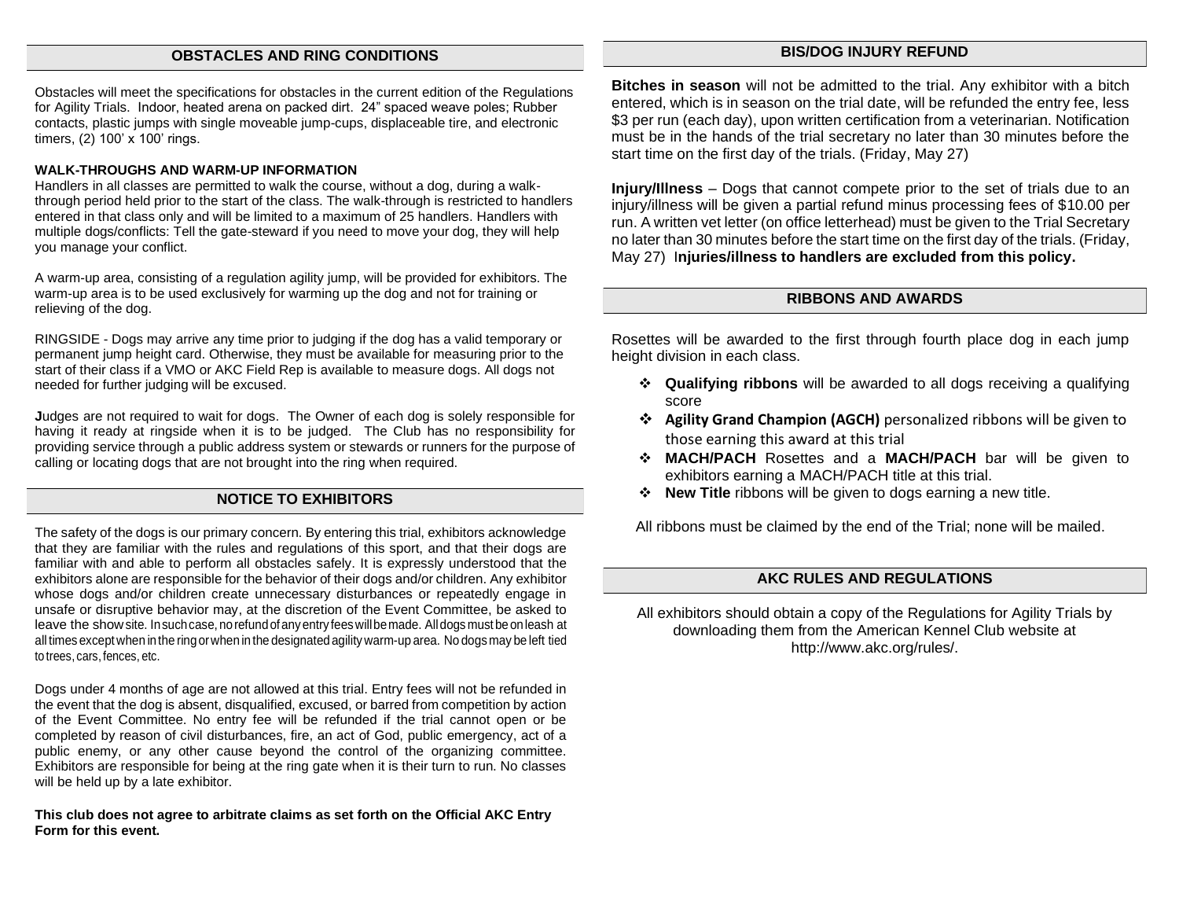## OBSTACLES AND RING CONDITIONS

Obstacles will meet the specifications for obstacles in the current edition of the Regulations for Agility Trials. Indoor, heated arena on packed dirt. 24" spaced weave poles; Rubber contacts, plastic jumps with single moveable jump-cups, displaceable tire, and electronic timers, (2) 100' x 100' rings.

**WALK-THROUGHS AND WARM-UP INFORMATION**

Handlers in all classes are permitted to walk the course, without a dog, during a walk-through period held prior to the start of the class. The walk-through is restricted to handlers entered in that class only and will be limited to a maximum of 25 handlers. Handlers with multiple dogs/conflicts: Tell the gate-steward if you need to move your dog, they will help you manage your conflict.

A warm-up area, consisting of a regulation agility jump, will be provided for exhibitors. The warm-up area is to be used exclusively for warming up the dog and not for training or relieving of the dog.

RINGSIDE - Dogs may arrive any time prior to judging if the dog has a valid temporary or permanent jump height card. Otherwise, they must be available for measuring prior to the start of their class if a VMO or AKC Field Rep is available to measure dogs. All dogs not needed for further judging will be excused.

**J**udges are not required to wait for dogs. The Owner of each dog is solely responsible for having it ready at ringside when it is to be judged. The Club has no responsibility for providing service through a public address system or stewards or runners for the purpose of calling or locating dogs that are not brought into the ring when required.

## NOTICE TO EXHIBITORS

The safety of the dogs is our primary concern. By entering this trial, exhibitors acknowledge that they are familiar with the rules and regulations of this sport, and that their dogs are familiar with and able to perform all obstacles safely. It is expressly understood that the exhibitors alone are responsible for the behavior of their dogs and/or children. Any exhibitor whose dogs and/or children create unnecessary disturbances or repeatedly engage in unsafe or disruptive behavior may, at the discretion of the Event Committee, be asked to leave the show site. In such case, no refund of any entry fees will be made. All dogs must be on leash at all times except when in the ring or when in the designated agility warm-up area. No dogs may be left tied to trees, cars, fences, etc.

Dogs under 4 months of age are not allowed at this trial. Entry fees will not be refunded in the event that the dog is absent, disqualified, excused, or barred from competition by action of the Event Committee. No entry fee will be refunded if the trial cannot open or be completed by reason of civil disturbances, fire, an act of God, public emergency, act of a public enemy, or any other cause beyond the control of the organizing committee. Exhibitors are responsible for being at the ring gate when it is their turn to run. No classes will be held up by a late exhibitor.

**This club does not agree to arbitrate claims as set forth on the Official AKC Entry Form for this event.**

## BIS/DOG INJURY REFUND

**Bitches in season** will not be admitted to the trial. Any exhibitor with a bitch entered, which is in season on the trial date, will be refunded the entry fee, less $3 per run (each day), upon written certification from a veterinarian. Notification must be in the hands of the trial secretary no later than 30 minutes before the start time on the first day of the trials. (Friday, May 27)

**Injury/Illness** – Dogs that cannot compete prior to the set of trials due to an injury/illness will be given a partial refund minus processing fees of $10.00 per run. A written vet letter (on office letterhead) must be given to the Trial Secretary no later than 30 minutes before the start time on the first day of the trials. (Friday, May 27) I**njuries/illness to handlers are excluded from this policy.**

## RIBBONS AND AWARDS

Rosettes will be awarded to the first through fourth place dog in each jump height division in each class.

- **Qualifying ribbons** will be awarded to all dogs receiving a qualifying score
- **Agility Grand Champion (AGCH)** personalized ribbons will be given to those earning this award at this trial
- **MACH/PACH** Rosettes and a **MACH/PACH** bar will be given to exhibitors earning a MACH/PACH title at this trial.
- **New Title** ribbons will be given to dogs earning a new title.

All ribbons must be claimed by the end of the Trial; none will be mailed.

## AKC RULES AND REGULATIONS

All exhibitors should obtain a copy of the Regulations for Agility Trials by downloading them from the American Kennel Club website at http://www.akc.org/rules/.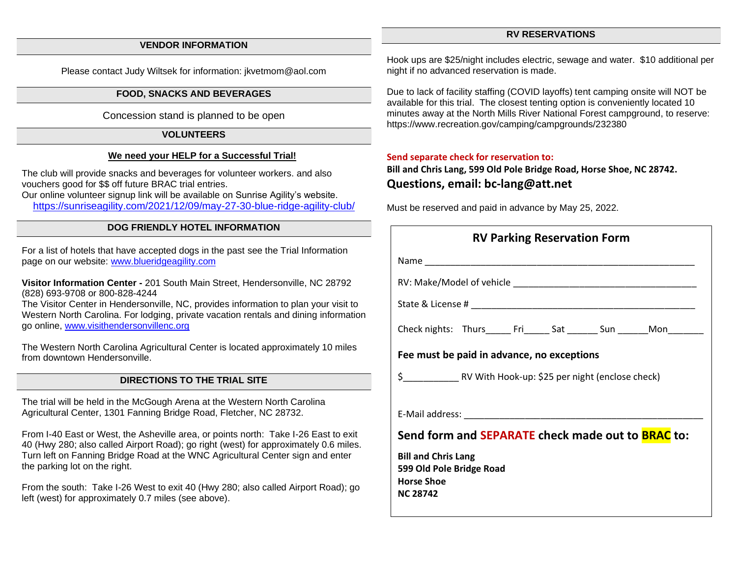## VENDOR INFORMATION

Please contact Judy Wiltsek for information: jkvetmom@aol.com

## FOOD, SNACKS AND BEVERAGES

Concession stand is planned to be open

## VOLUNTEERS

**We need your HELP for a Successful Trial!**

The club will provide snacks and beverages for volunteer workers. and also vouchers good for $$ off future BRAC trial entries.
Our online volunteer signup link will be available on Sunrise Agility's website.
https://sunriseagility.com/2021/12/09/may-27-30-blue-ridge-agility-club/

## DOG FRIENDLY HOTEL INFORMATION

For a list of hotels that have accepted dogs in the past see the Trial Information page on our website: www.blueridgeagility.com

**Visitor Information Center -** 201 South Main Street, Hendersonville, NC 28792
(828) 693-9708 or 800-828-4244
The Visitor Center in Hendersonville, NC, provides information to plan your visit to Western North Carolina. For lodging, private vacation rentals and dining information go online, www.visithendersonvillenc.org

The Western North Carolina Agricultural Center is located approximately 10 miles from downtown Hendersonville.

## DIRECTIONS TO THE TRIAL SITE

The trial will be held in the McGough Arena at the Western North Carolina Agricultural Center, 1301 Fanning Bridge Road, Fletcher, NC 28732.

From I-40 East or West, the Asheville area, or points north: Take I-26 East to exit 40 (Hwy 280; also called Airport Road); go right (west) for approximately 0.6 miles. Turn left on Fanning Bridge Road at the WNC Agricultural Center sign and enter the parking lot on the right.

From the south: Take I-26 West to exit 40 (Hwy 280; also called Airport Road); go left (west) for approximately 0.7 miles (see above).

## RV RESERVATIONS

Hook ups are $25/night includes electric, sewage and water. $10 additional per night if no advanced reservation is made.

Due to lack of facility staffing (COVID layoffs) tent camping onsite will NOT be available for this trial. The closest tenting option is conveniently located 10 minutes away at the North Mills River National Forest campground, to reserve: https://www.recreation.gov/camping/campgrounds/232380

**Send separate check for reservation to:**
**Bill and Chris Lang, 599 Old Pole Bridge Road, Horse Shoe, NC 28742.**
**Questions, email: bc-lang@att.net**

Must be reserved and paid in advance by May 25, 2022.

### RV Parking Reservation Form

Name ______________________________________________________

RV: Make/Model of vehicle ____________________________________

State & License # ____________________________________________

Check nights: Thurs_____ Fri_____ Sat ______ Sun ______Mon_______

**Fee must be paid in advance, no exceptions**

$___________ RV With Hook-up: $25 per night (enclose check)

E-Mail address: ______________________________________________

**Send form and SEPARATE check made out to BRAC to:**

**Bill and Chris Lang**
**599 Old Pole Bridge Road**
**Horse Shoe**
**NC 28742**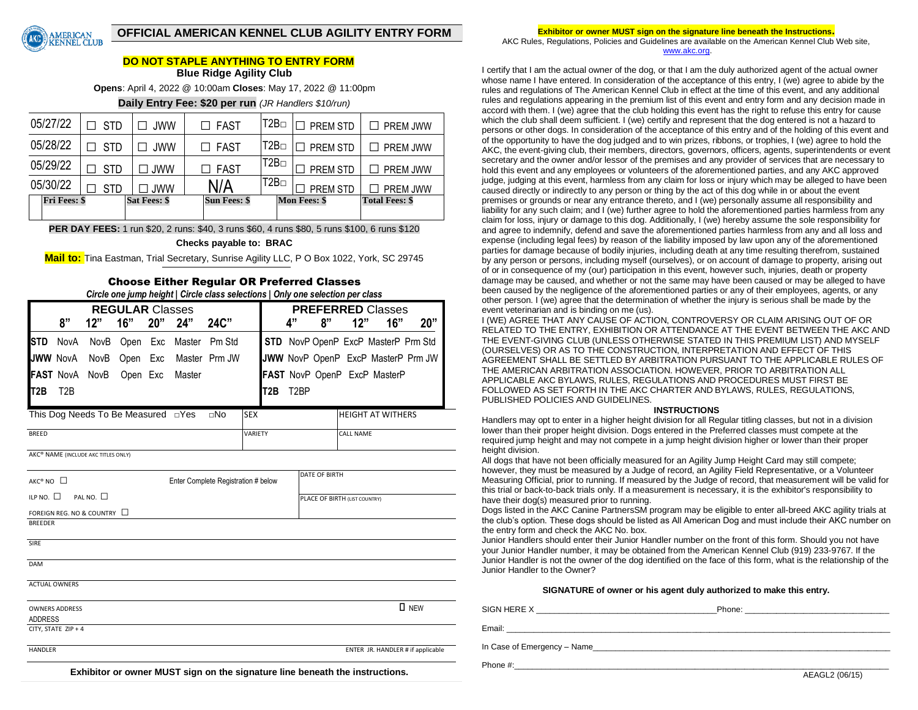# OFFICIAL AMERICAN KENNEL CLUB AGILITY ENTRY FORM

**DO NOT STAPLE ANYTHING TO ENTRY FORM**

**Blue Ridge Agility Club**

**Opens**: April 4, 2022 @ 10:00am **Closes**: May 17, 2022 @ 11:00pm

**Daily Entry Fee: $20 per run** *(JR Handlers $10/run)*

| | | | | | | |
|---|---|---|---|---|---|---|
| 05/27/22 | ☐ STD | ☐ JWW | ☐ FAST | T2B☐ | ☐ PREM STD | ☐ PREM JWW |
| 05/28/22 | ☐ STD | ☐ JWW | ☐ FAST | T2B☐ | ☐ PREM STD | ☐ PREM JWW |
| 05/29/22 | ☐ STD | ☐ JWW | ☐ FAST | T2B☐ | ☐ PREM STD | ☐ PREM JWW |
| 05/30/22 | ☐ STD | ☐ JWW | N/A | T2B☐ | ☐ PREM STD | ☐ PREM JWW |
| **Fri Fees: $** | | **Sat Fees: $** | **Sun Fees: $** | **Mon Fees: $** | | **Total Fees: $** |

**PER DAY FEES:** 1 run $20, 2 runs: $40, 3 runs $60, 4 runs $80, 5 runs $100, 6 runs $120

**Checks payable to: BRAC**

**Mail to:** Tina Eastman, Trial Secretary, Sunrise Agility LLC, P O Box 1022, York, SC 29745

## Choose Either Regular OR Preferred Classes

***Circle one jump height | Circle class selections | Only one selection per class***

| REGULAR Classes | | | | | | | PREFERRED Classes | | | | | |
|---|---|---|---|---|---|---|---|---|---|---|---|---|
| | 8" | 12" | 16" | 20" | 24" | 24C" | | 4" | 8" | 12" | 16" | 20" |
| **STD** | NovA | NovB | Open | Exc | Master | Pm Std | **STD** | NovP | OpenP | ExcP | MasterP | Prm Std |
| **JWW** | NovA | NovB | Open | Exc | Master | Prm JW | **JWW** | NovP | OpenP | ExcP | MasterP | Prm JW |
| **FAST** | NovA | NovB | Open | Exc | Master | | **FAST** | NovP | OpenP | ExcP | MasterP | |
| **T2B** | T2B | | | | | | **T2B** | T2BP | | | | |

This Dog Needs To Be Measured ☐Yes ☐No

SEX

HEIGHT AT WITHERS

BREED

VARIETY

CALL NAME

AKC® NAME (INCLUDE AKC TITLES ONLY)

AKC® NO ☐ Enter Complete Registration # below

DATE OF BIRTH

ILP NO. ☐ PAL NO. ☐

PLACE OF BIRTH (LIST COUNTRY)

FOREIGN REG. NO & COUNTRY ☐

BREEDER

SIRE

DAM

ACTUAL OWNERS

OWNERS ADDRESS ☐ NEW

ADDRESS

CITY, STATE ZIP + 4

HANDLER

ENTER JR. HANDLER # if applicable

**Exhibitor or owner MUST sign on the signature line beneath the instructions.**

**Exhibitor or owner MUST sign on the signature line beneath the Instructions.**

AKC Rules, Regulations, Policies and Guidelines are available on the American Kennel Club Web site, www.akc.org.

I certify that I am the actual owner of the dog, or that I am the duly authorized agent of the actual owner whose name I have entered. In consideration of the acceptance of this entry, I (we) agree to abide by the rules and regulations of The American Kennel Club in effect at the time of this event, and any additional rules and regulations appearing in the premium list of this event and entry form and any decision made in accord with them. I (we) agree that the club holding this event has the right to refuse this entry for cause which the club shall deem sufficient. I (we) certify and represent that the dog entered is not a hazard to persons or other dogs. In consideration of the acceptance of this entry and of the holding of this event and of the opportunity to have the dog judged and to win prizes, ribbons, or trophies, I (we) agree to hold the AKC, the event-giving club, their members, directors, governors, officers, agents, superintendents or event secretary and the owner and/or lessor of the premises and any provider of services that are necessary to hold this event and any employees or volunteers of the aforementioned parties, and any AKC approved judge, judging at this event, harmless from any claim for loss or injury which may be alleged to have been caused directly or indirectly to any person or thing by the act of this dog while in or about the event premises or grounds or near any entrance thereto, and I (we) personally assume all responsibility and liability for any such claim; and I (we) further agree to hold the aforementioned parties harmless from any claim for loss, injury or damage to this dog. Additionally, I (we) hereby assume the sole responsibility for and agree to indemnify, defend and save the aforementioned parties harmless from any and all loss and expense (including legal fees) by reason of the liability imposed by law upon any of the aforementioned parties for damage because of bodily injuries, including death at any time resulting therefrom, sustained by any person or persons, including myself (ourselves), or on account of damage to property, arising out of or in consequence of my (our) participation in this event, however such, injuries, death or property damage may be caused, and whether or not the same may have been caused or may be alleged to have been caused by the negligence of the aforementioned parties or any of their employees, agents, or any other person. I (we) agree that the determination of whether the injury is serious shall be made by the event veterinarian and is binding on me (us).

I (WE) AGREE THAT ANY CAUSE OF ACTION, CONTROVERSY OR CLAIM ARISING OUT OF OR RELATED TO THE ENTRY, EXHIBITION OR ATTENDANCE AT THE EVENT BETWEEN THE AKC AND THE EVENT-GIVING CLUB (UNLESS OTHERWISE STATED IN THIS PREMIUM LIST) AND MYSELF (OURSELVES) OR AS TO THE CONSTRUCTION, INTERPRETATION AND EFFECT OF THIS AGREEMENT SHALL BE SETTLED BY ARBITRATION PURSUANT TO THE APPLICABLE RULES OF THE AMERICAN ARBITRATION ASSOCIATION. HOWEVER, PRIOR TO ARBITRATION ALL APPLICABLE AKC BYLAWS, RULES, REGULATIONS AND PROCEDURES MUST FIRST BE FOLLOWED AS SET FORTH IN THE AKC CHARTER AND BYLAWS, RULES, REGULATIONS, PUBLISHED POLICIES AND GUIDELINES.

### INSTRUCTIONS

Handlers may opt to enter in a higher height division for all Regular titling classes, but not in a division lower than their proper height division. Dogs entered in the Preferred classes must compete at the required jump height and may not compete in a jump height division higher or lower than their proper height division.

All dogs that have not been officially measured for an Agility Jump Height Card may still compete; however, they must be measured by a Judge of record, an Agility Field Representative, or a Volunteer Measuring Official, prior to running. If measured by the Judge of record, that measurement will be valid for this trial or back-to-back trials only. If a measurement is necessary, it is the exhibitor's responsibility to have their dog(s) measured prior to running.

Dogs listed in the AKC Canine PartnersSM program may be eligible to enter all-breed AKC agility trials at the club's option. These dogs should be listed as All American Dog and must include their AKC number on the entry form and check the AKC No. box.

Junior Handlers should enter their Junior Handler number on the front of this form. Should you not have your Junior Handler number, it may be obtained from the American Kennel Club (919) 233-9767. If the Junior Handler is not the owner of the dog identified on the face of this form, what is the relationship of the Junior Handler to the Owner?

**SIGNATURE of owner or his agent duly authorized to make this entry.**

SIGN HERE X ______________________________________ Phone: ______________________________

Email: ____________________________________________________________________________

In Case of Emergency – Name_________________________________________________________

Phone #:___________________________________________________________________________

AEAGL2 (06/15)